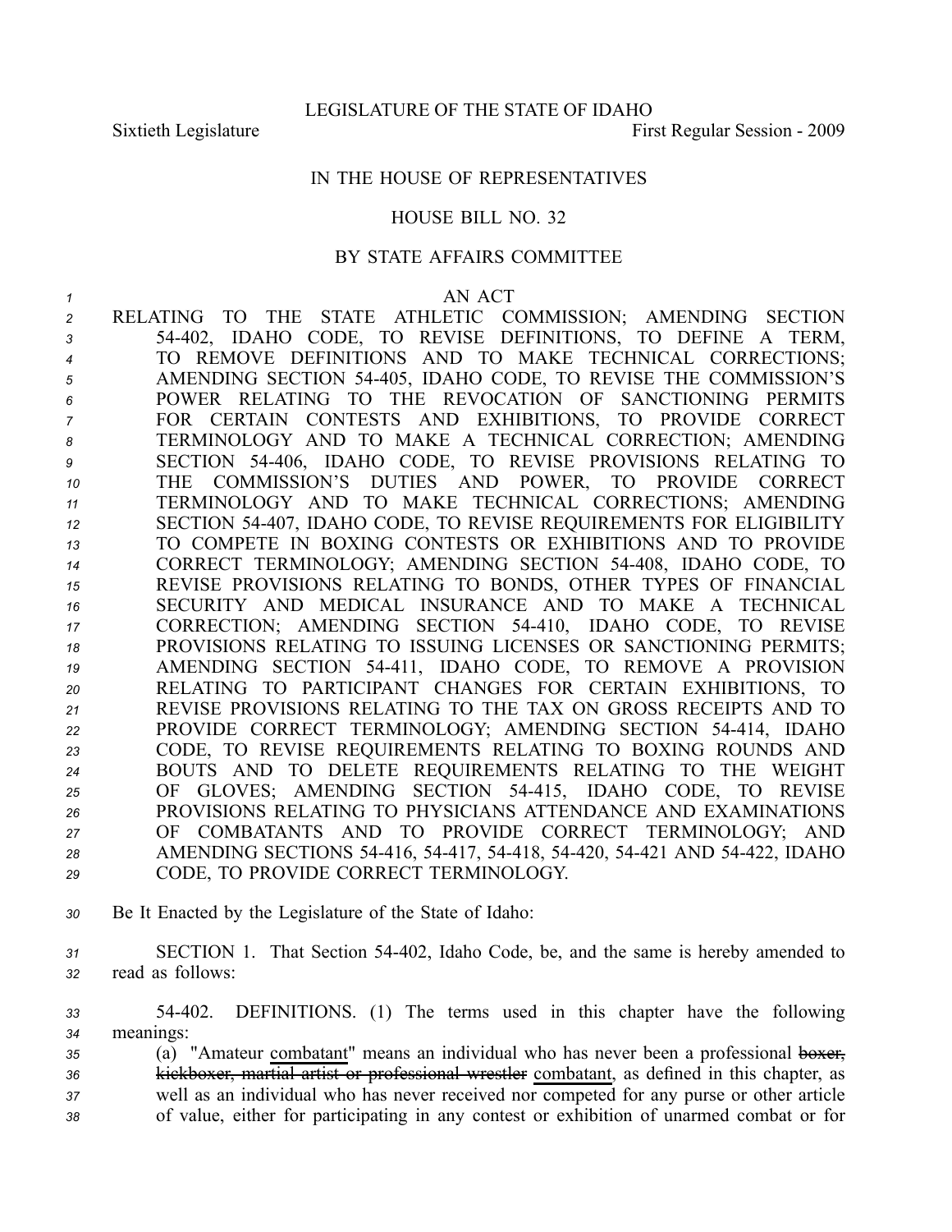LEGISLATURE OF THE STATE OF IDAHO

Sixtieth Legislature First Regular Session - 2009

IN THE HOUSE OF REPRESENTATIVES

HOUSE BILL NO. 32

BY STATE AFFAIRS COMMITTEE

AN ACT

RELATING TO THE STATE ATHLETIC COMMISSION; AMENDING SECTION 54-402, IDAHO CODE, TO REVISE DEFINITIONS, TO DEFINE A TERM, TO REMOVE DEFINITIONS AND TO MAKE TECHNICAL CORRECTIONS; AMENDING SECTION 54-405, IDAHO CODE, TO REVISE THE COMMISSION'S POWER RELATING TO THE REVOCATION OF SANCTIONING PERMITS FOR CERTAIN CONTESTS AND EXHIBITIONS, TO PROVIDE CORRECT TERMINOLOGY AND TO MAKE A TECHNICAL CORRECTION; AMENDING SECTION 54-406, IDAHO CODE, TO REVISE PROVISIONS RELATING TO THE COMMISSION'S DUTIES AND POWER, TO PROVIDE CORRECT TERMINOLOGY AND TO MAKE TECHNICAL CORRECTIONS; AMENDING SECTION 54-407, IDAHO CODE, TO REVISE REQUIREMENTS FOR ELIGIBILITY TO COMPETE IN BOXING CONTESTS OR EXHIBITIONS AND TO PROVIDE CORRECT TERMINOLOGY; AMENDING SECTION 54-408, IDAHO CODE, TO REVISE PROVISIONS RELATING TO BONDS, OTHER TYPES OF FINANCIAL SECURITY AND MEDICAL INSURANCE AND TO MAKE A TECHNICAL CORRECTION; AMENDING SECTION 54-410, IDAHO CODE, TO REVISE PROVISIONS RELATING TO ISSUING LICENSES OR SANCTIONING PERMITS; AMENDING SECTION 54-411, IDAHO CODE, TO REMOVE A PROVISION RELATING TO PARTICIPANT CHANGES FOR CERTAIN EXHIBITIONS, TO REVISE PROVISIONS RELATING TO THE TAX ON GROSS RECEIPTS AND TO PROVIDE CORRECT TERMINOLOGY; AMENDING SECTION 54-414, IDAHO CODE, TO REVISE REQUIREMENTS RELATING TO BOXING ROUNDS AND BOUTS AND TO DELETE REQUIREMENTS RELATING TO THE WEIGHT OF GLOVES; AMENDING SECTION 54-415, IDAHO CODE, TO REVISE PROVISIONS RELATING TO PHYSICIANS ATTENDANCE AND EXAMINATIONS OF COMBATANTS AND TO PROVIDE CORRECT TERMINOLOGY; AND AMENDING SECTIONS 54-416, 54-417, 54-418, 54-420, 54-421 AND 54-422, IDAHO CODE, TO PROVIDE CORRECT TERMINOLOGY.

Be It Enacted by the Legislature of the State of Idaho:

SECTION 1. That Section 54-402, Idaho Code, be, and the same is hereby amended to read as follows:

54-402. DEFINITIONS. (1) The terms used in this chapter have the following meanings:

(a) "Amateur combatant" means an individual who has never been a professional ~~boxer, kickboxer, martial artist or professional wrestler~~ combatant, as defined in this chapter, as well as an individual who has never received nor competed for any purse or other article of value, either for participating in any contest or exhibition of unarmed combat or for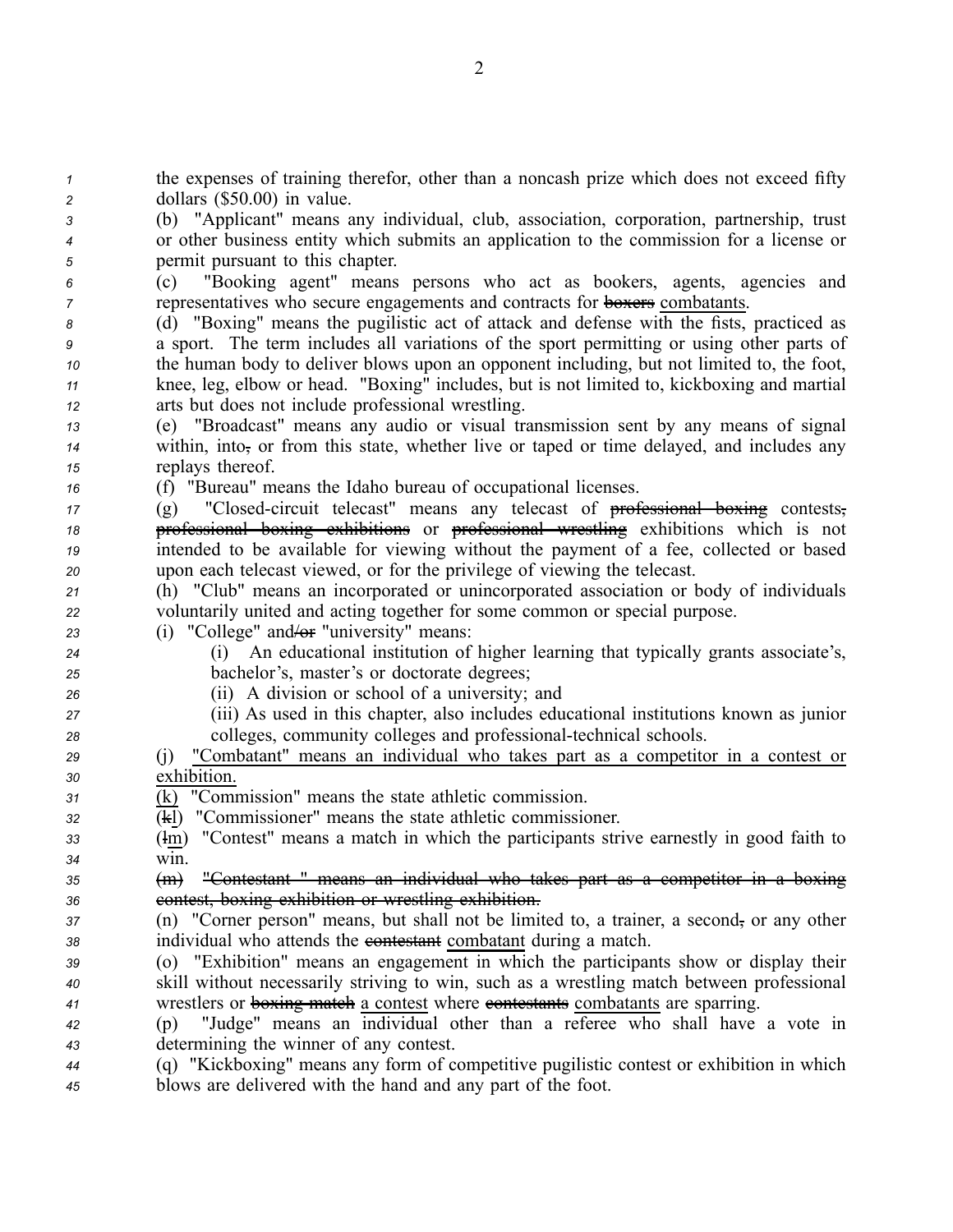the expenses of training therefor, other than a noncash prize which does not exceed fifty dollars ($50.00) in value.

(b) "Applicant" means any individual, club, association, corporation, partnership, trust or other business entity which submits an application to the commission for a license or permit pursuant to this chapter.

(c) "Booking agent" means persons who act as bookers, agents, agencies and representatives who secure engagements and contracts for ~~boxers~~ combatants.

(d) "Boxing" means the pugilistic act of attack and defense with the fists, practiced as a sport. The term includes all variations of the sport permitting or using other parts of the human body to deliver blows upon an opponent including, but not limited to, the foot, knee, leg, elbow or head. "Boxing" includes, but is not limited to, kickboxing and martial arts but does not include professional wrestling.

(e) "Broadcast" means any audio or visual transmission sent by any means of signal within, into~~,~~ or from this state, whether live or taped or time delayed, and includes any replays thereof.

(f) "Bureau" means the Idaho bureau of occupational licenses.

(g) "Closed-circuit telecast" means any telecast of ~~professional boxing~~ contests~~, professional boxing exhibitions~~ or ~~professional wrestling~~ exhibitions which is not intended to be available for viewing without the payment of a fee, collected or based upon each telecast viewed, or for the privilege of viewing the telecast.

(h) "Club" means an incorporated or unincorporated association or body of individuals voluntarily united and acting together for some common or special purpose.

(i) "College" and~~/or~~ "university" means:

(i) An educational institution of higher learning that typically grants associate's, bachelor's, master's or doctorate degrees;

(ii) A division or school of a university; and

(iii) As used in this chapter, also includes educational institutions known as junior colleges, community colleges and professional-technical schools.

(j) "Combatant" means an individual who takes part as a competitor in a contest or exhibition.

(k) "Commission" means the state athletic commission.

(~~k~~l) "Commissioner" means the state athletic commissioner.

(~~l~~m) "Contest" means a match in which the participants strive earnestly in good faith to win.

~~(m) "Contestant " means an individual who takes part as a competitor in a boxing contest, boxing exhibition or wrestling exhibition.~~

(n) "Corner person" means, but shall not be limited to, a trainer, a second~~,~~ or any other individual who attends the ~~contestant~~ combatant during a match.

(o) "Exhibition" means an engagement in which the participants show or display their skill without necessarily striving to win, such as a wrestling match between professional wrestlers or ~~boxing match~~ a contest where ~~contestants~~ combatants are sparring.

(p) "Judge" means an individual other than a referee who shall have a vote in determining the winner of any contest.

(q) "Kickboxing" means any form of competitive pugilistic contest or exhibition in which blows are delivered with the hand and any part of the foot.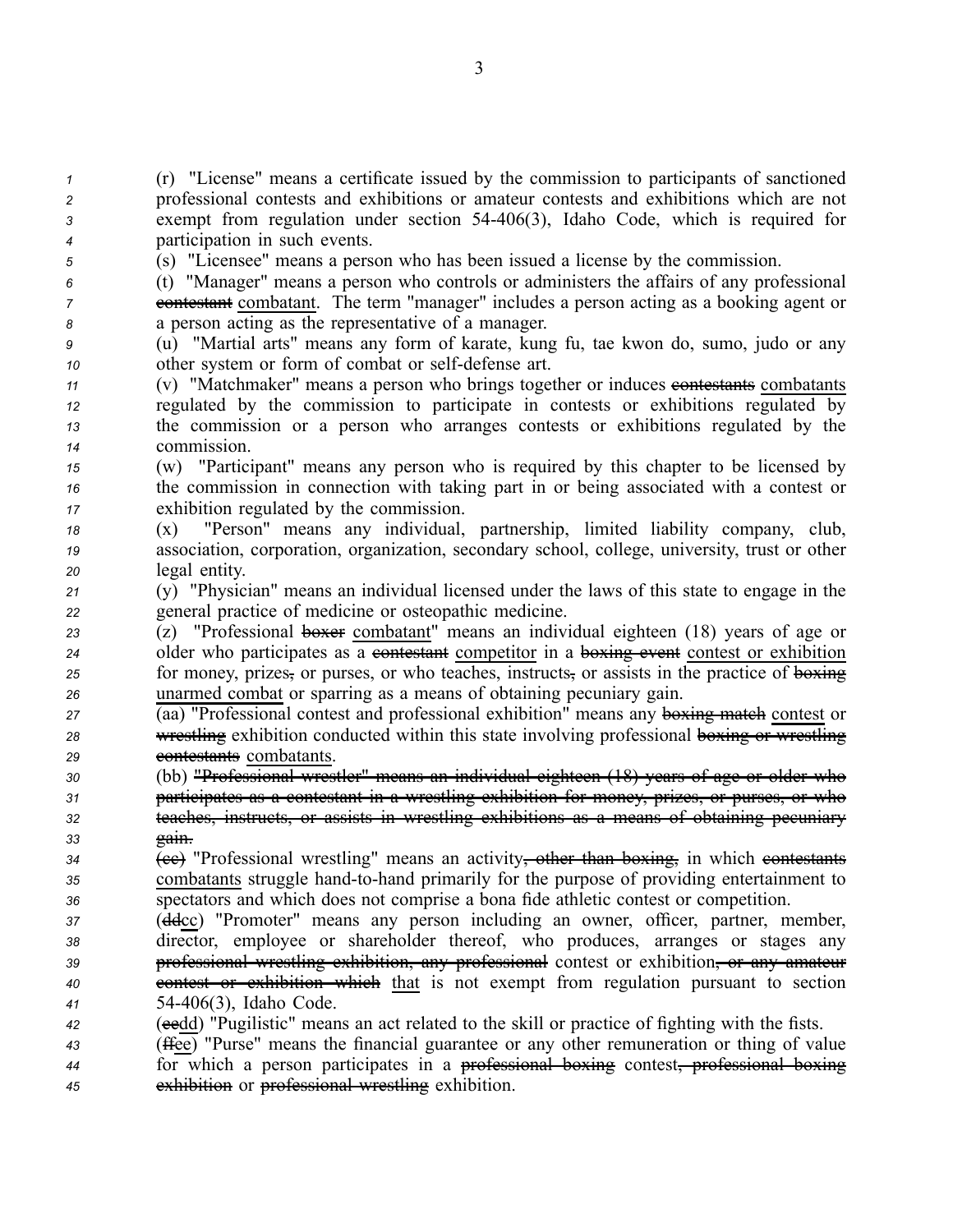(r) "License" means a certificate issued by the commission to participants of sanctioned professional contests and exhibitions or amateur contests and exhibitions which are not exempt from regulation under section 54-406(3), Idaho Code, which is required for participation in such events.

(s) "Licensee" means a person who has been issued a license by the commission.

(t) "Manager" means a person who controls or administers the affairs of any professional ~~contestant~~ combatant. The term "manager" includes a person acting as a booking agent or a person acting as the representative of a manager.

(u) "Martial arts" means any form of karate, kung fu, tae kwon do, sumo, judo or any other system or form of combat or self-defense art.

(v) "Matchmaker" means a person who brings together or induces ~~contestants~~ combatants regulated by the commission to participate in contests or exhibitions regulated by the commission or a person who arranges contests or exhibitions regulated by the commission.

(w) "Participant" means any person who is required by this chapter to be licensed by the commission in connection with taking part in or being associated with a contest or exhibition regulated by the commission.

(x) "Person" means any individual, partnership, limited liability company, club, association, corporation, organization, secondary school, college, university, trust or other legal entity.

(y) "Physician" means an individual licensed under the laws of this state to engage in the general practice of medicine or osteopathic medicine.

(z) "Professional ~~boxer~~ combatant" means an individual eighteen (18) years of age or older who participates as a ~~contestant~~ competitor in a ~~boxing event~~ contest or exhibition for money, prizes~~,~~ or purses, or who teaches, instructs~~,~~ or assists in the practice of ~~boxing~~ unarmed combat or sparring as a means of obtaining pecuniary gain.

(aa) "Professional contest and professional exhibition" means any ~~boxing match~~ contest or ~~wrestling~~ exhibition conducted within this state involving professional ~~boxing or wrestling contestants~~ combatants.

(bb) ~~"Professional wrestler" means an individual eighteen (18) years of age or older who participates as a contestant in a wrestling exhibition for money, prizes, or purses, or who teaches, instructs, or assists in wrestling exhibitions as a means of obtaining pecuniary gain.~~

~~(cc)~~ "Professional wrestling" means an activity~~, other than boxing,~~ in which ~~contestants~~ combatants struggle hand-to-hand primarily for the purpose of providing entertainment to spectators and which does not comprise a bona fide athletic contest or competition.

(~~dd~~cc) "Promoter" means any person including an owner, officer, partner, member, director, employee or shareholder thereof, who produces, arranges or stages any ~~professional wrestling exhibition, any professional~~ contest or exhibition~~, or any amateur contest or exhibition which~~ that is not exempt from regulation pursuant to section 54-406(3), Idaho Code.

(~~ee~~dd) "Pugilistic" means an act related to the skill or practice of fighting with the fists.

(~~ff~~ee) "Purse" means the financial guarantee or any other remuneration or thing of value for which a person participates in a ~~professional boxing~~ contest~~, professional boxing exhibition~~ or ~~professional wrestling~~ exhibition.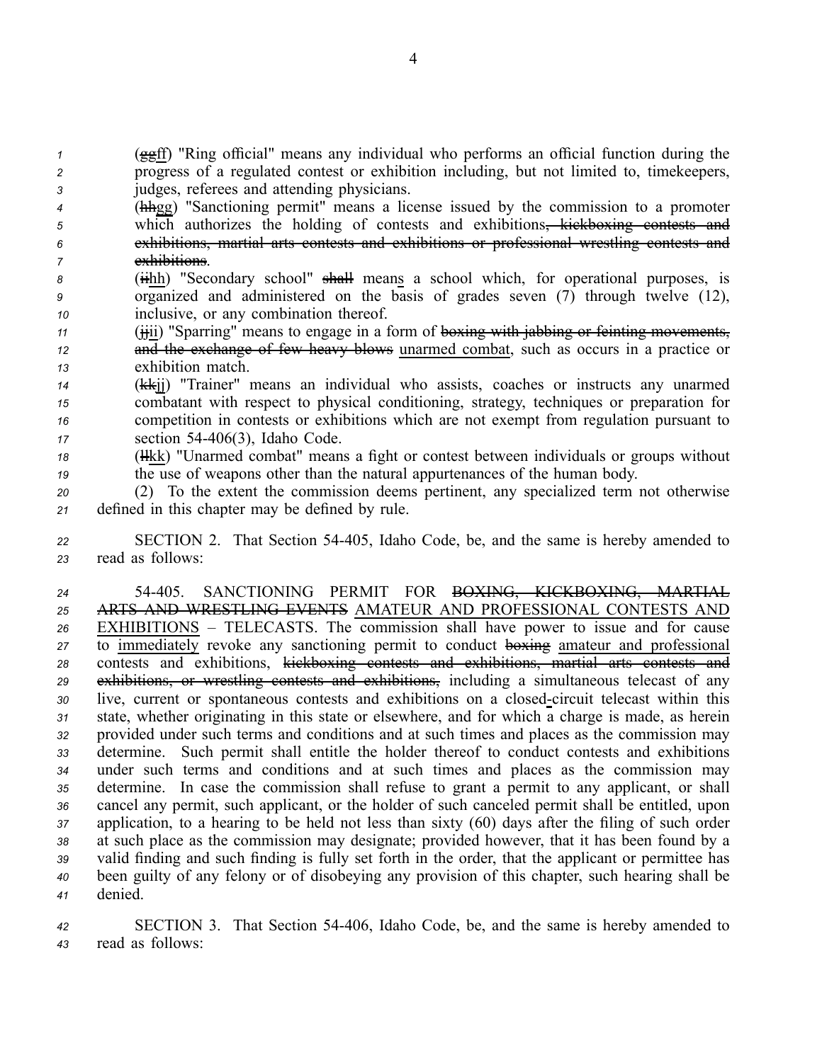(~~gg~~<u>ff</u>) "Ring official" means any individual who performs an official function during the progress of a regulated contest or exhibition including, but not limited to, timekeepers, judges, referees and attending physicians.

(~~hh~~<u>gg</u>) "Sanctioning permit" means a license issued by the commission to a promoter which authorizes the holding of contests and exhibitions~~, kickboxing contests and exhibitions, martial arts contests and exhibitions or professional wrestling contests and exhibitions~~.

(~~ii~~<u>hh</u>) "Secondary school" ~~shall~~ mean<u>s</u> a school which, for operational purposes, is organized and administered on the basis of grades seven (7) through twelve (12), inclusive, or any combination thereof.

(~~jj~~<u>ii</u>) "Sparring" means to engage in a form of ~~boxing with jabbing or feinting movements, and the exchange of few heavy blows~~ <u>unarmed combat</u>, such as occurs in a practice or exhibition match.

(~~kk~~<u>jj</u>) "Trainer" means an individual who assists, coaches or instructs any unarmed combatant with respect to physical conditioning, strategy, techniques or preparation for competition in contests or exhibitions which are not exempt from regulation pursuant to section 54-406(3), Idaho Code.

(~~ll~~<u>kk</u>) "Unarmed combat" means a fight or contest between individuals or groups without the use of weapons other than the natural appurtenances of the human body.

(2) To the extent the commission deems pertinent, any specialized term not otherwise defined in this chapter may be defined by rule.

SECTION 2. That Section 54-405, Idaho Code, be, and the same is hereby amended to read as follows:

54-405. SANCTIONING PERMIT FOR ~~BOXING, KICKBOXING, MARTIAL ARTS AND WRESTLING EVENTS~~ <u>AMATEUR AND PROFESSIONAL CONTESTS AND EXHIBITIONS</u> – TELECASTS. The commission shall have power to issue and for cause to <u>immediately</u> revoke any sanctioning permit to conduct ~~boxing~~ <u>amateur and professional</u> contests and exhibitions, ~~kickboxing contests and exhibitions, martial arts contests and exhibitions, or wrestling contests and exhibitions,~~ including a simultaneous telecast of any live, current or spontaneous contests and exhibitions on a closed<u>-</u>circuit telecast within this state, whether originating in this state or elsewhere, and for which a charge is made, as herein provided under such terms and conditions and at such times and places as the commission may determine. Such permit shall entitle the holder thereof to conduct contests and exhibitions under such terms and conditions and at such times and places as the commission may determine. In case the commission shall refuse to grant a permit to any applicant, or shall cancel any permit, such applicant, or the holder of such canceled permit shall be entitled, upon application, to a hearing to be held not less than sixty (60) days after the filing of such order at such place as the commission may designate; provided however, that it has been found by a valid finding and such finding is fully set forth in the order, that the applicant or permittee has been guilty of any felony or of disobeying any provision of this chapter, such hearing shall be denied.

SECTION 3. That Section 54-406, Idaho Code, be, and the same is hereby amended to read as follows: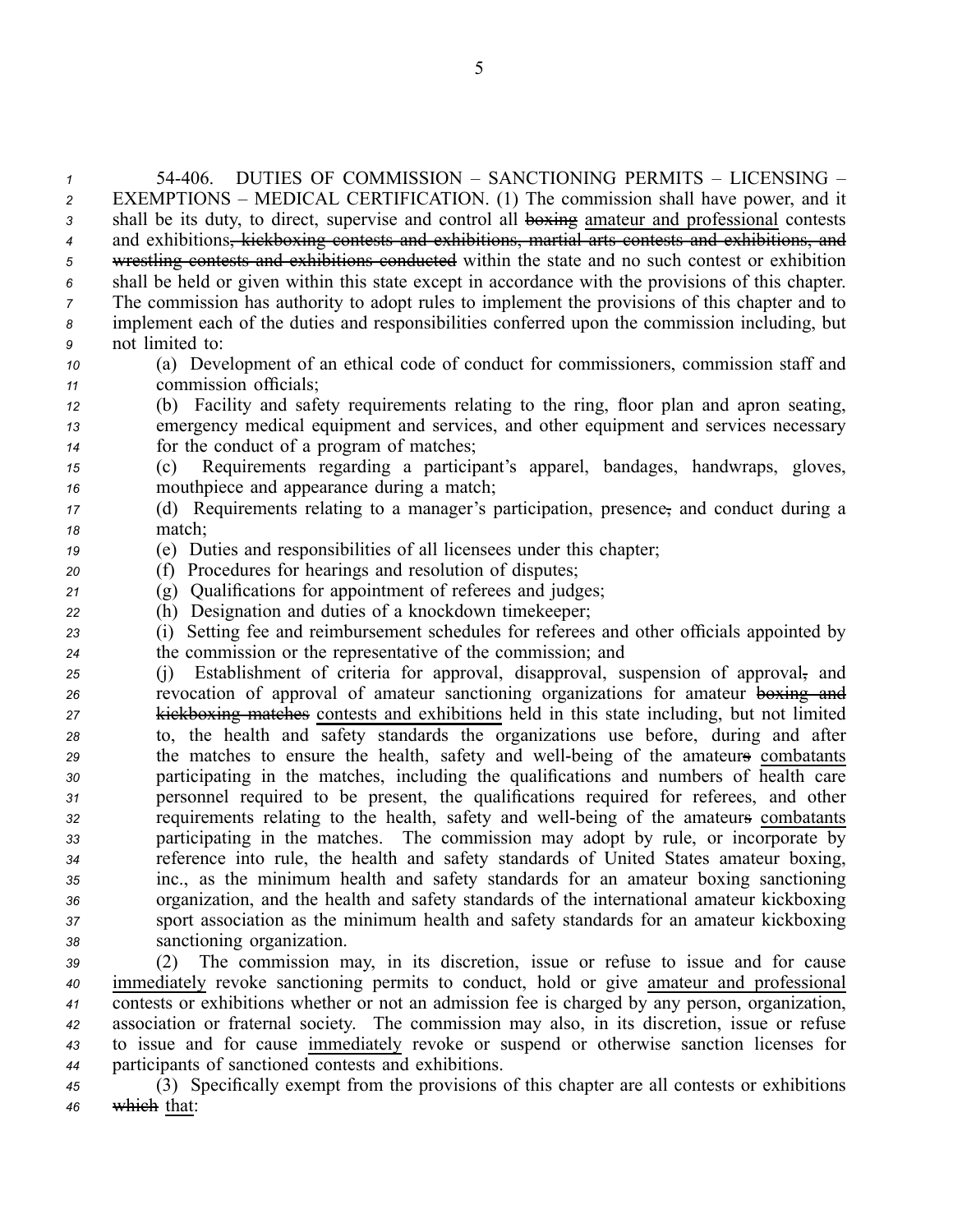54-406. DUTIES OF COMMISSION – SANCTIONING PERMITS – LICENSING – EXEMPTIONS – MEDICAL CERTIFICATION. (1) The commission shall have power, and it shall be its duty, to direct, supervise and control all ~~boxing~~ amateur and professional contests and exhibitions~~, kickboxing contests and exhibitions, martial arts contests and exhibitions, and wrestling contests and exhibitions conducted~~ within the state and no such contest or exhibition shall be held or given within this state except in accordance with the provisions of this chapter. The commission has authority to adopt rules to implement the provisions of this chapter and to implement each of the duties and responsibilities conferred upon the commission including, but not limited to:

(a) Development of an ethical code of conduct for commissioners, commission staff and commission officials;

(b) Facility and safety requirements relating to the ring, floor plan and apron seating, emergency medical equipment and services, and other equipment and services necessary for the conduct of a program of matches;

(c) Requirements regarding a participant's apparel, bandages, handwraps, gloves, mouthpiece and appearance during a match;

(d) Requirements relating to a manager's participation, presence~~,~~ and conduct during a match;

(e) Duties and responsibilities of all licensees under this chapter;

(f) Procedures for hearings and resolution of disputes;

(g) Qualifications for appointment of referees and judges;

(h) Designation and duties of a knockdown timekeeper;

(i) Setting fee and reimbursement schedules for referees and other officials appointed by the commission or the representative of the commission; and

(j) Establishment of criteria for approval, disapproval, suspension of approval~~,~~ and revocation of approval of amateur sanctioning organizations for amateur ~~boxing and kickboxing matches~~ contests and exhibitions held in this state including, but not limited to, the health and safety standards the organizations use before, during and after the matches to ensure the health, safety and well-being of the ~~amateurs~~ combatants participating in the matches, including the qualifications and numbers of health care personnel required to be present, the qualifications required for referees, and other requirements relating to the health, safety and well-being of the ~~amateurs~~ combatants participating in the matches. The commission may adopt by rule, or incorporate by reference into rule, the health and safety standards of United States amateur boxing, inc., as the minimum health and safety standards for an amateur boxing sanctioning organization, and the health and safety standards of the international amateur kickboxing sport association as the minimum health and safety standards for an amateur kickboxing sanctioning organization.

(2) The commission may, in its discretion, issue or refuse to issue and for cause immediately revoke sanctioning permits to conduct, hold or give amateur and professional contests or exhibitions whether or not an admission fee is charged by any person, organization, association or fraternal society. The commission may also, in its discretion, issue or refuse to issue and for cause immediately revoke or suspend or otherwise sanction licenses for participants of sanctioned contests and exhibitions.

(3) Specifically exempt from the provisions of this chapter are all contests or exhibitions ~~which~~ that: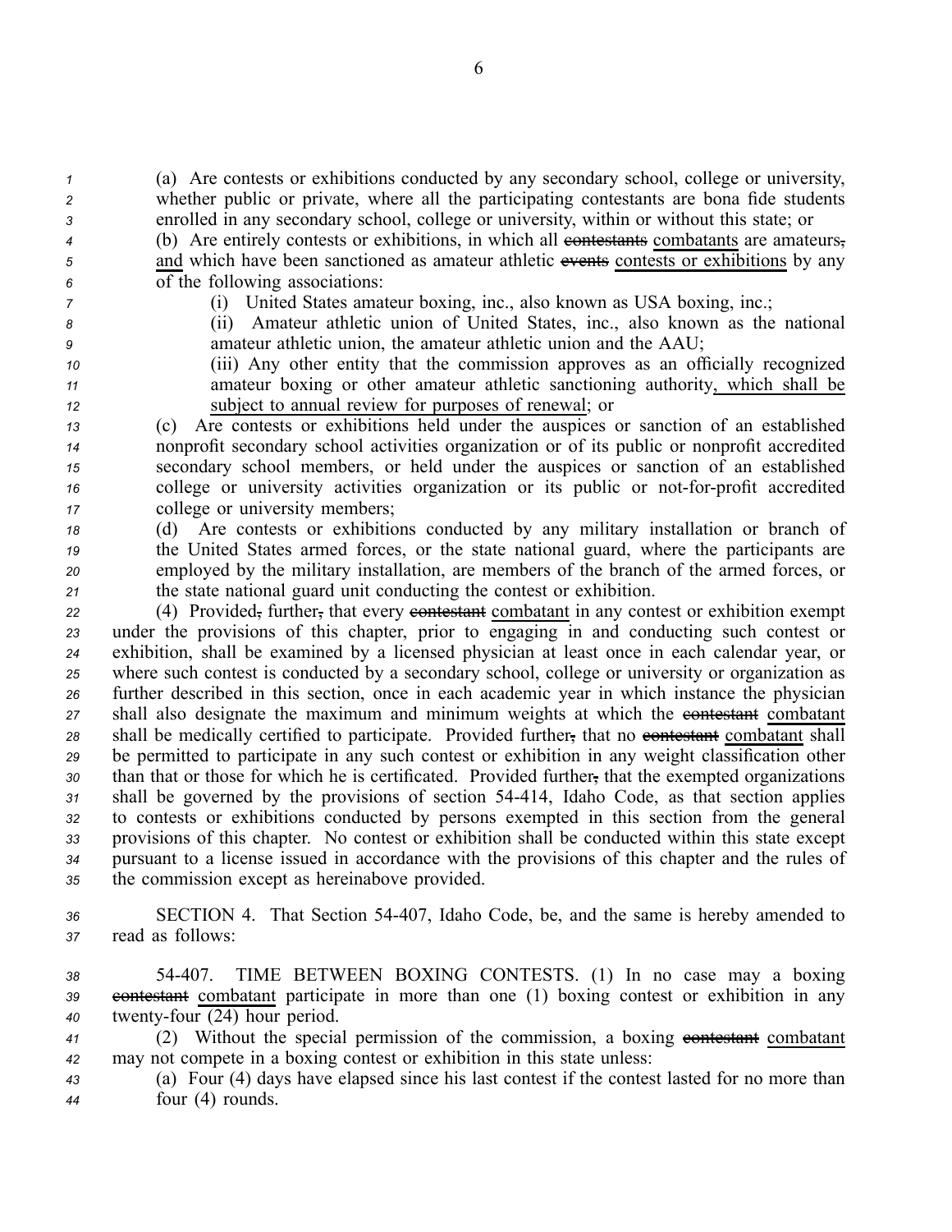(a) Are contests or exhibitions conducted by any secondary school, college or university, whether public or private, where all the participating contestants are bona fide students enrolled in any secondary school, college or university, within or without this state; or

(b) Are entirely contests or exhibitions, in which all ~~contestants~~ combatants are amateurs~~,~~ and which have been sanctioned as amateur athletic ~~events~~ contests or exhibitions by any of the following associations:

(i) United States amateur boxing, inc., also known as USA boxing, inc.;

(ii) Amateur athletic union of United States, inc., also known as the national amateur athletic union, the amateur athletic union and the AAU;

(iii) Any other entity that the commission approves as an officially recognized amateur boxing or other amateur athletic sanctioning authority, which shall be subject to annual review for purposes of renewal; or

(c) Are contests or exhibitions held under the auspices or sanction of an established nonprofit secondary school activities organization or of its public or nonprofit accredited secondary school members, or held under the auspices or sanction of an established college or university activities organization or its public or not-for-profit accredited college or university members;

(d) Are contests or exhibitions conducted by any military installation or branch of the United States armed forces, or the state national guard, where the participants are employed by the military installation, are members of the branch of the armed forces, or the state national guard unit conducting the contest or exhibition.

(4) Provided~~,~~ further~~,~~ that every ~~contestant~~ combatant in any contest or exhibition exempt under the provisions of this chapter, prior to engaging in and conducting such contest or exhibition, shall be examined by a licensed physician at least once in each calendar year, or where such contest is conducted by a secondary school, college or university or organization as further described in this section, once in each academic year in which instance the physician shall also designate the maximum and minimum weights at which the ~~contestant~~ combatant shall be medically certified to participate. Provided further~~,~~ that no ~~contestant~~ combatant shall be permitted to participate in any such contest or exhibition in any weight classification other than that or those for which he is certificated. Provided further~~,~~ that the exempted organizations shall be governed by the provisions of section 54-414, Idaho Code, as that section applies to contests or exhibitions conducted by persons exempted in this section from the general provisions of this chapter. No contest or exhibition shall be conducted within this state except pursuant to a license issued in accordance with the provisions of this chapter and the rules of the commission except as hereinabove provided.

SECTION 4. That Section 54-407, Idaho Code, be, and the same is hereby amended to read as follows:

54-407. TIME BETWEEN BOXING CONTESTS. (1) In no case may a boxing ~~contestant~~ combatant participate in more than one (1) boxing contest or exhibition in any twenty-four (24) hour period.

(2) Without the special permission of the commission, a boxing ~~contestant~~ combatant may not compete in a boxing contest or exhibition in this state unless:

(a) Four (4) days have elapsed since his last contest if the contest lasted for no more than four (4) rounds.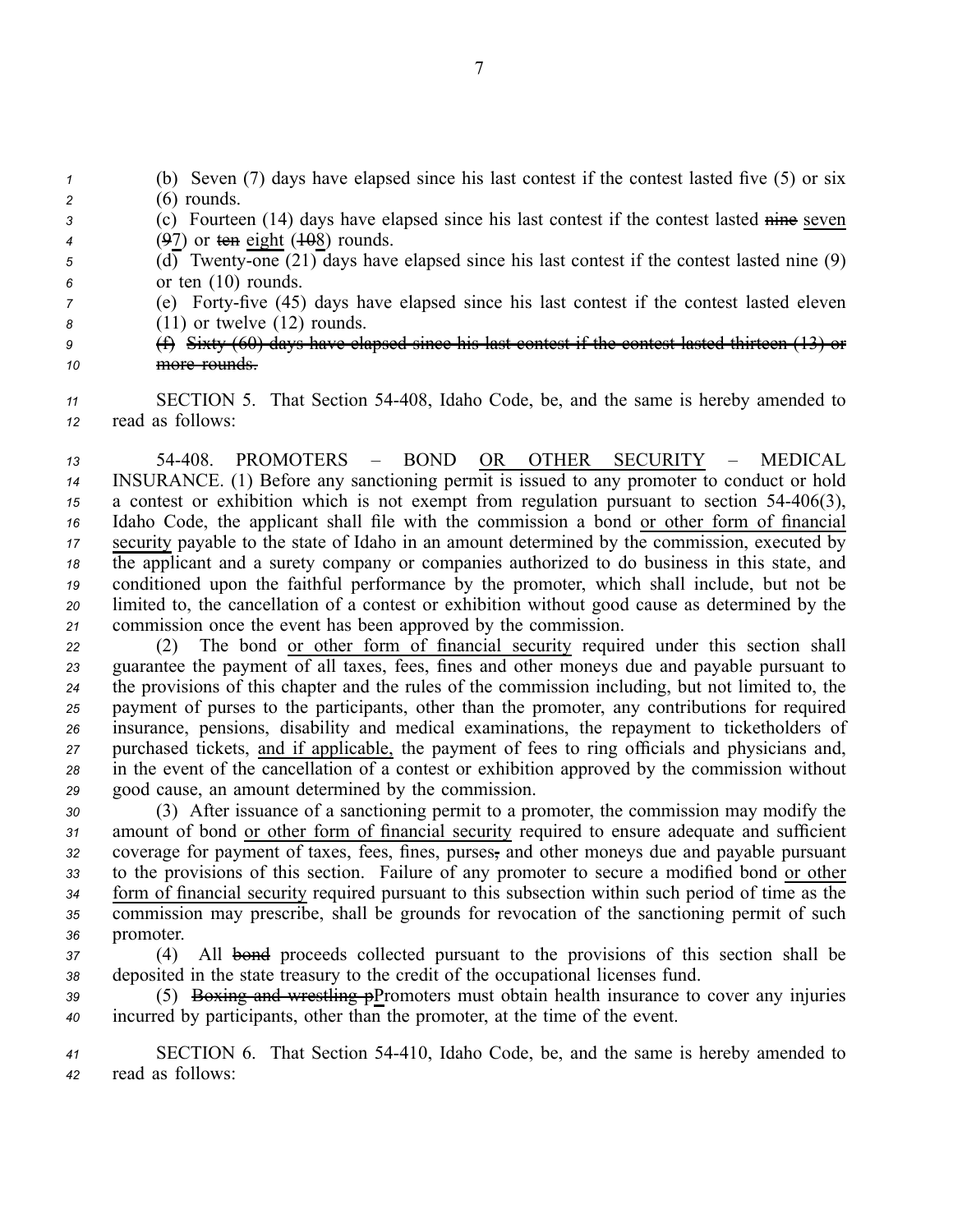(b) Seven (7) days have elapsed since his last contest if the contest lasted five (5) or six (6) rounds.

(c) Fourteen (14) days have elapsed since his last contest if the contest lasted ~~nine~~ <u>seven</u> (~~9~~<u>7</u>) or ~~ten~~ <u>eight</u> (~~10~~<u>8</u>) rounds.

(d) Twenty-one (21) days have elapsed since his last contest if the contest lasted nine (9) or ten (10) rounds.

(e) Forty-five (45) days have elapsed since his last contest if the contest lasted eleven (11) or twelve (12) rounds.

~~(f) Sixty (60) days have elapsed since his last contest if the contest lasted thirteen (13) or more rounds.~~

SECTION 5. That Section 54-408, Idaho Code, be, and the same is hereby amended to read as follows:

54-408. PROMOTERS – BOND <u>OR OTHER SECURITY</u> – MEDICAL INSURANCE. (1) Before any sanctioning permit is issued to any promoter to conduct or hold a contest or exhibition which is not exempt from regulation pursuant to section 54-406(3), Idaho Code, the applicant shall file with the commission a bond <u>or other form of financial security</u> payable to the state of Idaho in an amount determined by the commission, executed by the applicant and a surety company or companies authorized to do business in this state, and conditioned upon the faithful performance by the promoter, which shall include, but not be limited to, the cancellation of a contest or exhibition without good cause as determined by the commission once the event has been approved by the commission.

(2) The bond <u>or other form of financial security</u> required under this section shall guarantee the payment of all taxes, fees, fines and other moneys due and payable pursuant to the provisions of this chapter and the rules of the commission including, but not limited to, the payment of purses to the participants, other than the promoter, any contributions for required insurance, pensions, disability and medical examinations, the repayment to ticketholders of purchased tickets, <u>and if applicable,</u> the payment of fees to ring officials and physicians and, in the event of the cancellation of a contest or exhibition approved by the commission without good cause, an amount determined by the commission.

(3) After issuance of a sanctioning permit to a promoter, the commission may modify the amount of bond <u>or other form of financial security</u> required to ensure adequate and sufficient coverage for payment of taxes, fees, fines, purses~~,~~ and other moneys due and payable pursuant to the provisions of this section. Failure of any promoter to secure a modified bond <u>or other form of financial security</u> required pursuant to this subsection within such period of time as the commission may prescribe, shall be grounds for revocation of the sanctioning permit of such promoter.

(4) All ~~bond~~ proceeds collected pursuant to the provisions of this section shall be deposited in the state treasury to the credit of the occupational licenses fund.

(5) ~~Boxing and wrestling p~~<u>P</u>romoters must obtain health insurance to cover any injuries incurred by participants, other than the promoter, at the time of the event.

SECTION 6. That Section 54-410, Idaho Code, be, and the same is hereby amended to read as follows: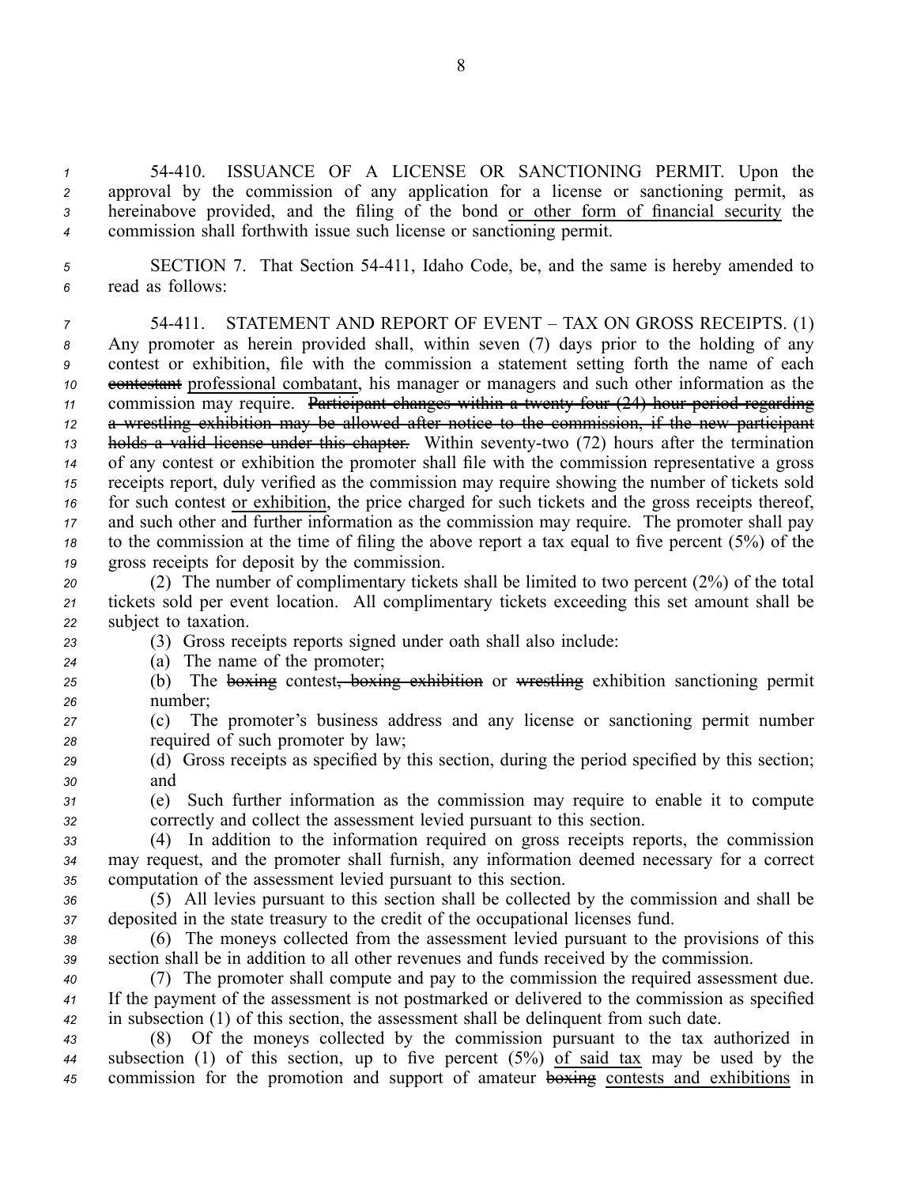54-410. ISSUANCE OF A LICENSE OR SANCTIONING PERMIT. Upon the approval by the commission of any application for a license or sanctioning permit, as hereinabove provided, and the filing of the bond <u>or other form of financial security</u> the commission shall forthwith issue such license or sanctioning permit.

SECTION 7. That Section 54-411, Idaho Code, be, and the same is hereby amended to read as follows:

54-411. STATEMENT AND REPORT OF EVENT – TAX ON GROSS RECEIPTS. (1) Any promoter as herein provided shall, within seven (7) days prior to the holding of any contest or exhibition, file with the commission a statement setting forth the name of each ~~contestant~~ <u>professional combatant</u>, his manager or managers and such other information as the commission may require. ~~Participant changes within a twenty-four (24) hour period regarding a wrestling exhibition may be allowed after notice to the commission, if the new participant holds a valid license under this chapter.~~ Within seventy-two (72) hours after the termination of any contest or exhibition the promoter shall file with the commission representative a gross receipts report, duly verified as the commission may require showing the number of tickets sold for such contest <u>or exhibition</u>, the price charged for such tickets and the gross receipts thereof, and such other and further information as the commission may require. The promoter shall pay to the commission at the time of filing the above report a tax equal to five percent (5%) of the gross receipts for deposit by the commission.

(2) The number of complimentary tickets shall be limited to two percent (2%) of the total tickets sold per event location. All complimentary tickets exceeding this set amount shall be subject to taxation.

(3) Gross receipts reports signed under oath shall also include:

(a) The name of the promoter;

(b) The ~~boxing~~ contest~~, boxing exhibition~~ or ~~wrestling~~ exhibition sanctioning permit number;

(c) The promoter's business address and any license or sanctioning permit number required of such promoter by law;

(d) Gross receipts as specified by this section, during the period specified by this section; and

(e) Such further information as the commission may require to enable it to compute correctly and collect the assessment levied pursuant to this section.

(4) In addition to the information required on gross receipts reports, the commission may request, and the promoter shall furnish, any information deemed necessary for a correct computation of the assessment levied pursuant to this section.

(5) All levies pursuant to this section shall be collected by the commission and shall be deposited in the state treasury to the credit of the occupational licenses fund.

(6) The moneys collected from the assessment levied pursuant to the provisions of this section shall be in addition to all other revenues and funds received by the commission.

(7) The promoter shall compute and pay to the commission the required assessment due. If the payment of the assessment is not postmarked or delivered to the commission as specified in subsection (1) of this section, the assessment shall be delinquent from such date.

(8) Of the moneys collected by the commission pursuant to the tax authorized in subsection (1) of this section, up to five percent (5%) <u>of said tax</u> may be used by the commission for the promotion and support of amateur ~~boxing~~ <u>contests and exhibitions</u> in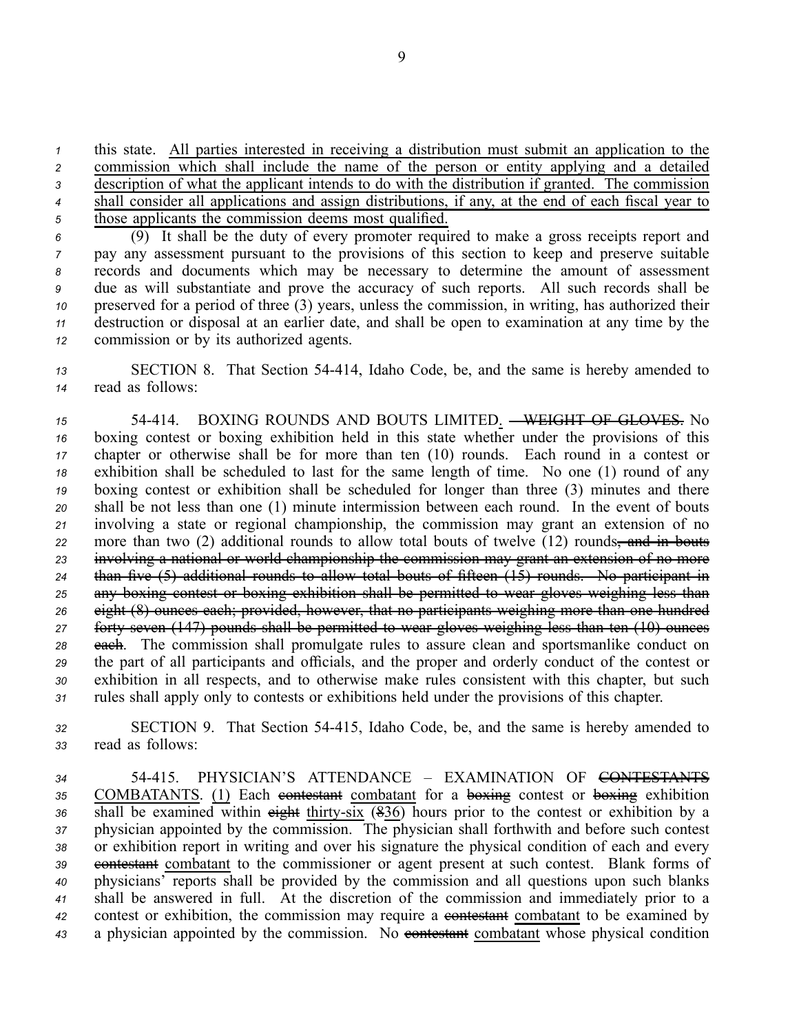this state. All parties interested in receiving a distribution must submit an application to the commission which shall include the name of the person or entity applying and a detailed description of what the applicant intends to do with the distribution if granted. The commission shall consider all applications and assign distributions, if any, at the end of each fiscal year to those applicants the commission deems most qualified.

(9) It shall be the duty of every promoter required to make a gross receipts report and pay any assessment pursuant to the provisions of this section to keep and preserve suitable records and documents which may be necessary to determine the amount of assessment due as will substantiate and prove the accuracy of such reports. All such records shall be preserved for a period of three (3) years, unless the commission, in writing, has authorized their destruction or disposal at an earlier date, and shall be open to examination at any time by the commission or by its authorized agents.

SECTION 8. That Section 54-414, Idaho Code, be, and the same is hereby amended to read as follows:

54-414. BOXING ROUNDS AND BOUTS LIMITED. ~~– WEIGHT OF GLOVES.~~ No boxing contest or boxing exhibition held in this state whether under the provisions of this chapter or otherwise shall be for more than ten (10) rounds. Each round in a contest or exhibition shall be scheduled to last for the same length of time. No one (1) round of any boxing contest or exhibition shall be scheduled for longer than three (3) minutes and there shall be not less than one (1) minute intermission between each round. In the event of bouts involving a state or regional championship, the commission may grant an extension of no more than two (2) additional rounds to allow total bouts of twelve (12) rounds~~, and in bouts involving a national or world championship the commission may grant an extension of no more than five (5) additional rounds to allow total bouts of fifteen (15) rounds. No participant in any boxing contest or boxing exhibition shall be permitted to wear gloves weighing less than eight (8) ounces each; provided, however, that no participants weighing more than one hundred forty-seven (147) pounds shall be permitted to wear gloves weighing less than ten (10) ounces each~~. The commission shall promulgate rules to assure clean and sportsmanlike conduct on the part of all participants and officials, and the proper and orderly conduct of the contest or exhibition in all respects, and to otherwise make rules consistent with this chapter, but such rules shall apply only to contests or exhibitions held under the provisions of this chapter.

SECTION 9. That Section 54-415, Idaho Code, be, and the same is hereby amended to read as follows:

54-415. PHYSICIAN'S ATTENDANCE – EXAMINATION OF ~~CONTESTANTS~~ COMBATANTS. (1) Each ~~contestant~~ combatant for a ~~boxing~~ contest or ~~boxing~~ exhibition shall be examined within ~~eight~~ thirty-six (~~8~~36) hours prior to the contest or exhibition by a physician appointed by the commission. The physician shall forthwith and before such contest or exhibition report in writing and over his signature the physical condition of each and every ~~contestant~~ combatant to the commissioner or agent present at such contest. Blank forms of physicians' reports shall be provided by the commission and all questions upon such blanks shall be answered in full. At the discretion of the commission and immediately prior to a contest or exhibition, the commission may require a ~~contestant~~ combatant to be examined by a physician appointed by the commission. No ~~contestant~~ combatant whose physical condition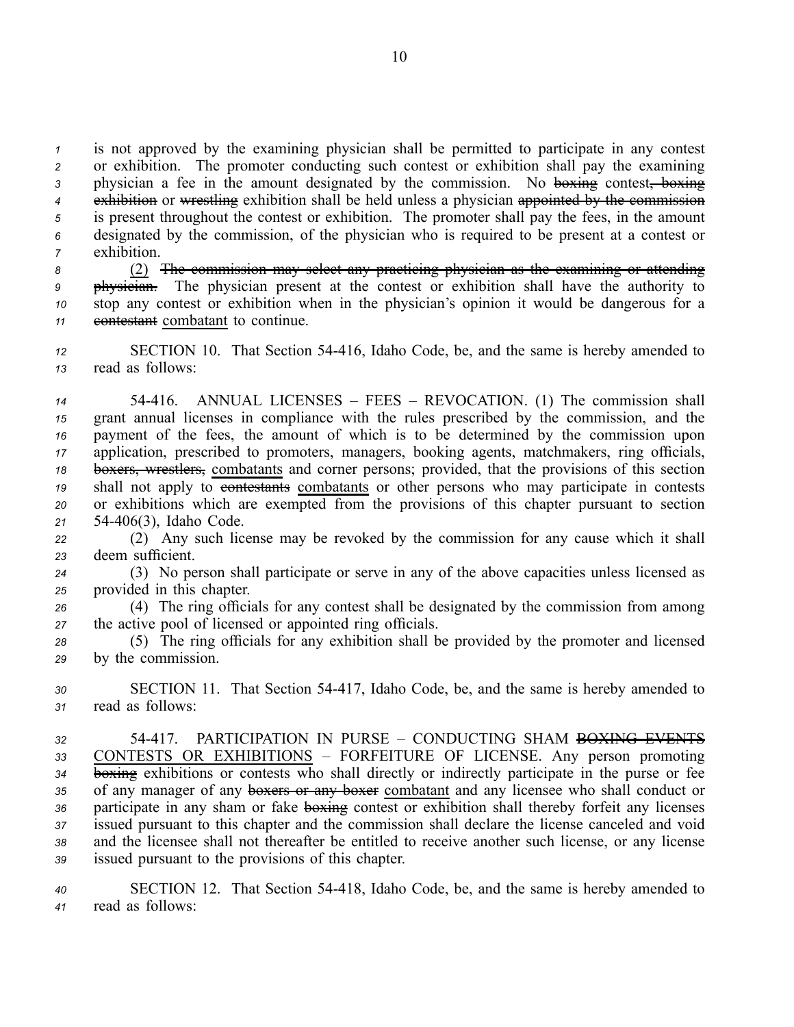is not approved by the examining physician shall be permitted to participate in any contest or exhibition. The promoter conducting such contest or exhibition shall pay the examining physician a fee in the amount designated by the commission. No ~~boxing~~ contest~~, boxing exhibition~~ or ~~wrestling~~ exhibition shall be held unless a physician ~~appointed by the commission~~ is present throughout the contest or exhibition. The promoter shall pay the fees, in the amount designated by the commission, of the physician who is required to be present at a contest or exhibition.

<u>(2)</u> ~~The commission may select any practicing physician as the examining or attending physician.~~ The physician present at the contest or exhibition shall have the authority to stop any contest or exhibition when in the physician's opinion it would be dangerous for a ~~contestant~~ <u>combatant</u> to continue.

SECTION 10. That Section 54-416, Idaho Code, be, and the same is hereby amended to read as follows:

54-416. ANNUAL LICENSES – FEES – REVOCATION. (1) The commission shall grant annual licenses in compliance with the rules prescribed by the commission, and the payment of the fees, the amount of which is to be determined by the commission upon application, prescribed to promoters, managers, booking agents, matchmakers, ring officials, ~~boxers, wrestlers,~~ <u>combatants</u> and corner persons; provided, that the provisions of this section shall not apply to ~~contestants~~ <u>combatants</u> or other persons who may participate in contests or exhibitions which are exempted from the provisions of this chapter pursuant to section 54-406(3), Idaho Code.

(2) Any such license may be revoked by the commission for any cause which it shall deem sufficient.

(3) No person shall participate or serve in any of the above capacities unless licensed as provided in this chapter.

(4) The ring officials for any contest shall be designated by the commission from among the active pool of licensed or appointed ring officials.

(5) The ring officials for any exhibition shall be provided by the promoter and licensed by the commission.

SECTION 11. That Section 54-417, Idaho Code, be, and the same is hereby amended to read as follows:

54-417. PARTICIPATION IN PURSE – CONDUCTING SHAM ~~BOXING EVENTS~~ <u>CONTESTS OR EXHIBITIONS</u> – FORFEITURE OF LICENSE. Any person promoting ~~boxing~~ exhibitions or contests who shall directly or indirectly participate in the purse or fee of any manager of any ~~boxers or any boxer~~ <u>combatant</u> and any licensee who shall conduct or participate in any sham or fake ~~boxing~~ contest or exhibition shall thereby forfeit any licenses issued pursuant to this chapter and the commission shall declare the license canceled and void and the licensee shall not thereafter be entitled to receive another such license, or any license issued pursuant to the provisions of this chapter.

SECTION 12. That Section 54-418, Idaho Code, be, and the same is hereby amended to read as follows: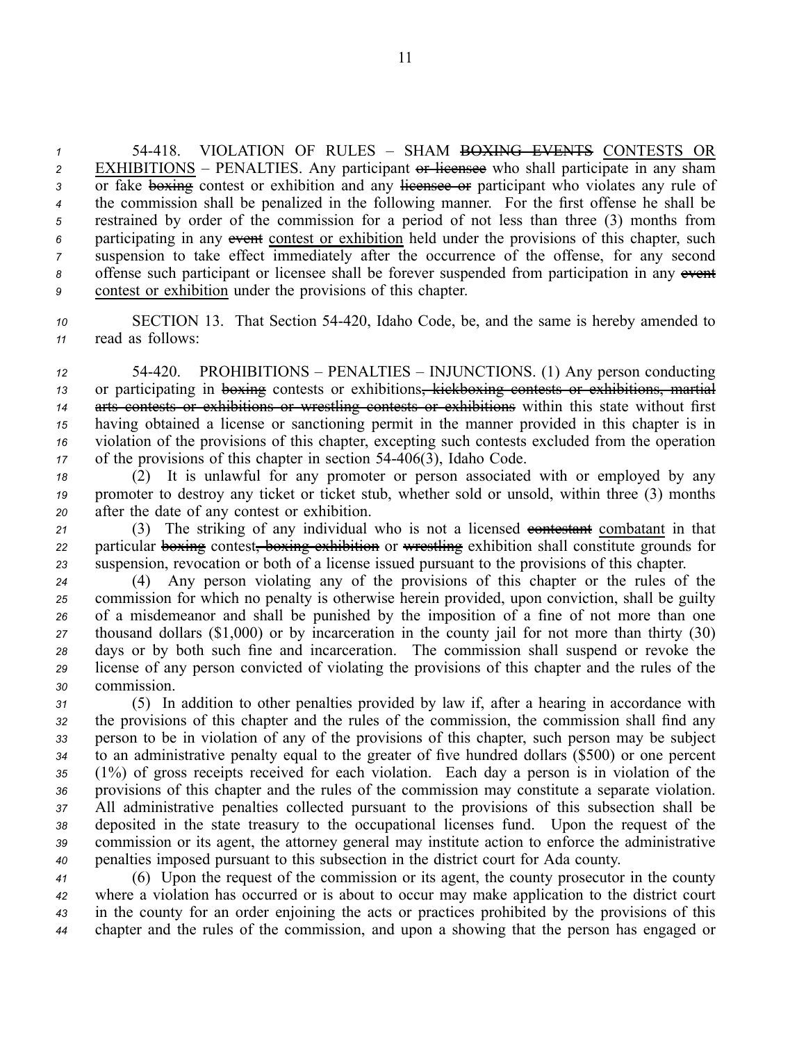54-418. VIOLATION OF RULES – SHAM ~~BOXING EVENTS~~ <u>CONTESTS OR EXHIBITIONS</u> – PENALTIES. Any participant ~~or licensee~~ who shall participate in any sham or fake ~~boxing~~ contest or exhibition and any ~~licensee or~~ participant who violates any rule of the commission shall be penalized in the following manner. For the first offense he shall be restrained by order of the commission for a period of not less than three (3) months from participating in any ~~event~~ <u>contest or exhibition</u> held under the provisions of this chapter, such suspension to take effect immediately after the occurrence of the offense, for any second offense such participant or licensee shall be forever suspended from participation in any ~~event~~ <u>contest or exhibition</u> under the provisions of this chapter.

SECTION 13. That Section 54-420, Idaho Code, be, and the same is hereby amended to read as follows:

54-420. PROHIBITIONS – PENALTIES – INJUNCTIONS. (1) Any person conducting or participating in ~~boxing~~ contests or exhibitions~~, kickboxing contests or exhibitions, martial arts contests or exhibitions or wrestling contests or exhibitions~~ within this state without first having obtained a license or sanctioning permit in the manner provided in this chapter is in violation of the provisions of this chapter, excepting such contests excluded from the operation of the provisions of this chapter in section 54-406(3), Idaho Code.

(2) It is unlawful for any promoter or person associated with or employed by any promoter to destroy any ticket or ticket stub, whether sold or unsold, within three (3) months after the date of any contest or exhibition.

(3) The striking of any individual who is not a licensed ~~contestant~~ <u>combatant</u> in that particular ~~boxing~~ contest~~, boxing exhibition~~ or ~~wrestling~~ exhibition shall constitute grounds for suspension, revocation or both of a license issued pursuant to the provisions of this chapter.

(4) Any person violating any of the provisions of this chapter or the rules of the commission for which no penalty is otherwise herein provided, upon conviction, shall be guilty of a misdemeanor and shall be punished by the imposition of a fine of not more than one thousand dollars ($1,000) or by incarceration in the county jail for not more than thirty (30) days or by both such fine and incarceration. The commission shall suspend or revoke the license of any person convicted of violating the provisions of this chapter and the rules of the commission.

(5) In addition to other penalties provided by law if, after a hearing in accordance with the provisions of this chapter and the rules of the commission, the commission shall find any person to be in violation of any of the provisions of this chapter, such person may be subject to an administrative penalty equal to the greater of five hundred dollars ($500) or one percent (1%) of gross receipts received for each violation. Each day a person is in violation of the provisions of this chapter and the rules of the commission may constitute a separate violation. All administrative penalties collected pursuant to the provisions of this subsection shall be deposited in the state treasury to the occupational licenses fund. Upon the request of the commission or its agent, the attorney general may institute action to enforce the administrative penalties imposed pursuant to this subsection in the district court for Ada county.

(6) Upon the request of the commission or its agent, the county prosecutor in the county where a violation has occurred or is about to occur may make application to the district court in the county for an order enjoining the acts or practices prohibited by the provisions of this chapter and the rules of the commission, and upon a showing that the person has engaged or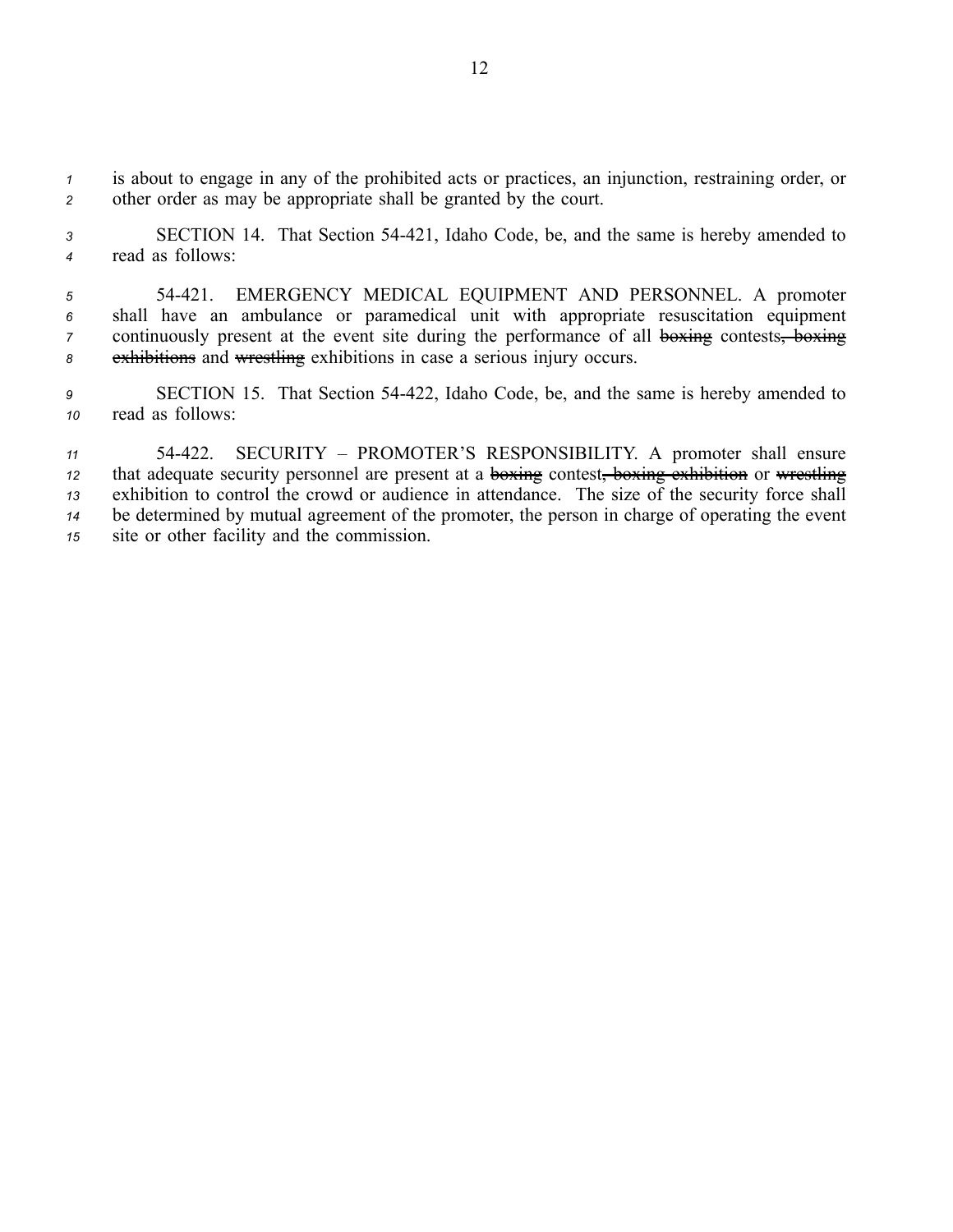is about to engage in any of the prohibited acts or practices, an injunction, restraining order, or other order as may be appropriate shall be granted by the court.

SECTION 14. That Section 54-421, Idaho Code, be, and the same is hereby amended to read as follows:

54-421. EMERGENCY MEDICAL EQUIPMENT AND PERSONNEL. A promoter shall have an ambulance or paramedical unit with appropriate resuscitation equipment continuously present at the event site during the performance of all ~~boxing~~ contests~~, boxing exhibitions~~ and ~~wrestling~~ exhibitions in case a serious injury occurs.

SECTION 15. That Section 54-422, Idaho Code, be, and the same is hereby amended to read as follows:

54-422. SECURITY – PROMOTER'S RESPONSIBILITY. A promoter shall ensure that adequate security personnel are present at a ~~boxing~~ contest~~, boxing exhibition~~ or ~~wrestling~~ exhibition to control the crowd or audience in attendance. The size of the security force shall be determined by mutual agreement of the promoter, the person in charge of operating the event site or other facility and the commission.